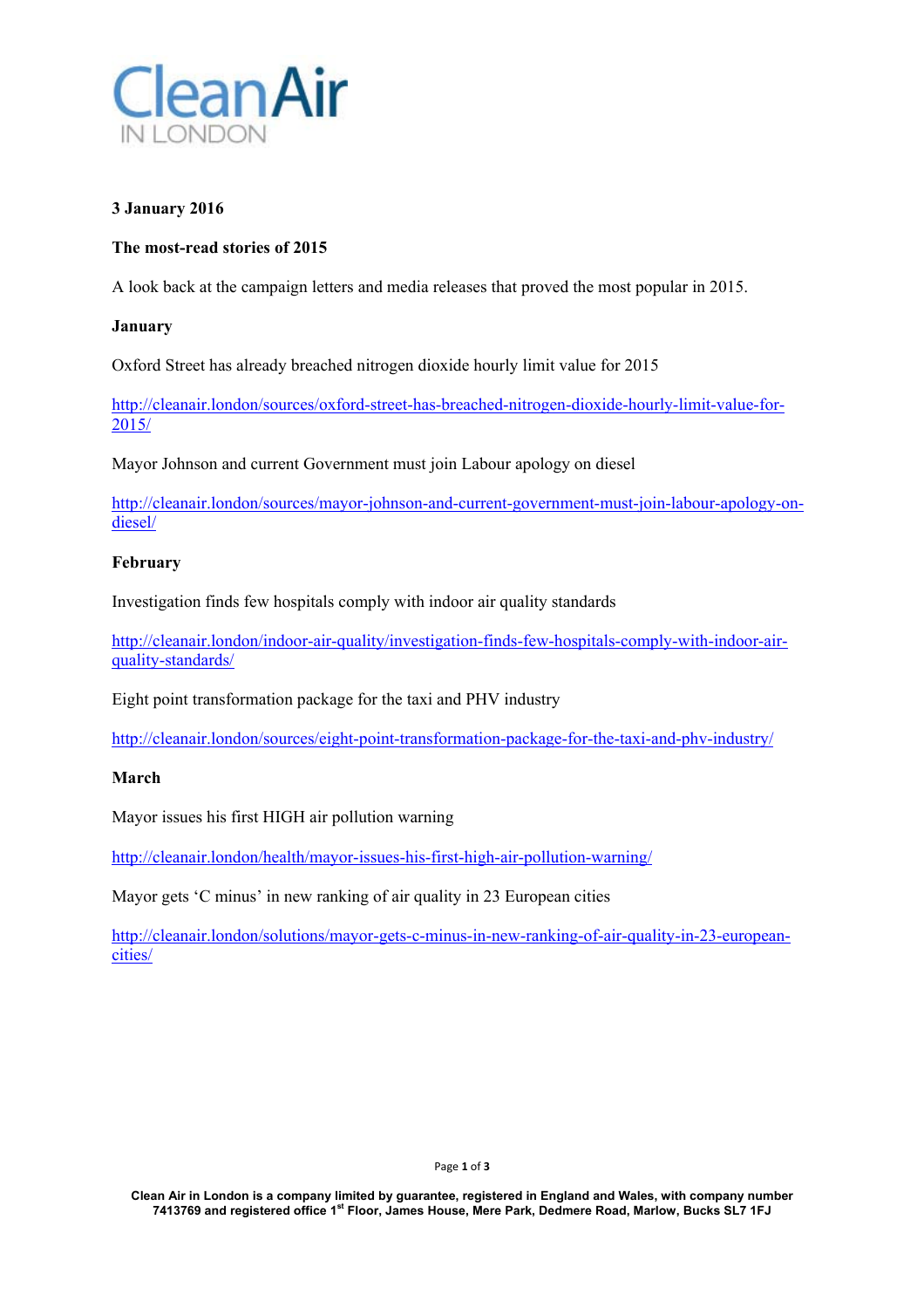Clean Air IN LONDON

**3 January 2016**

**The most-read stories of 2015**

A look back at the campaign letters and media releases that proved the most popular in 2015.

**January**

Oxford Street has already breached nitrogen dioxide hourly limit value for 2015

http://cleanair.london/sources/oxford-street-has-breached-nitrogen-dioxide-hourly-limit-value-for-2015/

Mayor Johnson and current Government must join Labour apology on diesel

http://cleanair.london/sources/mayor-johnson-and-current-government-must-join-labour-apology-on-diesel/

**February**

Investigation finds few hospitals comply with indoor air quality standards

http://cleanair.london/indoor-air-quality/investigation-finds-few-hospitals-comply-with-indoor-air-quality-standards/

Eight point transformation package for the taxi and PHV industry

http://cleanair.london/sources/eight-point-transformation-package-for-the-taxi-and-phv-industry/

**March**

Mayor issues his first HIGH air pollution warning

http://cleanair.london/health/mayor-issues-his-first-high-air-pollution-warning/

Mayor gets 'C minus' in new ranking of air quality in 23 European cities

http://cleanair.london/solutions/mayor-gets-c-minus-in-new-ranking-of-air-quality-in-23-european-cities/

**Clean Air in London is a company limited by guarantee, registered in England and Wales, with company number 7413769 and registered office 1st Floor, James House, Mere Park, Dedmere Road, Marlow, Bucks SL7 1FJ**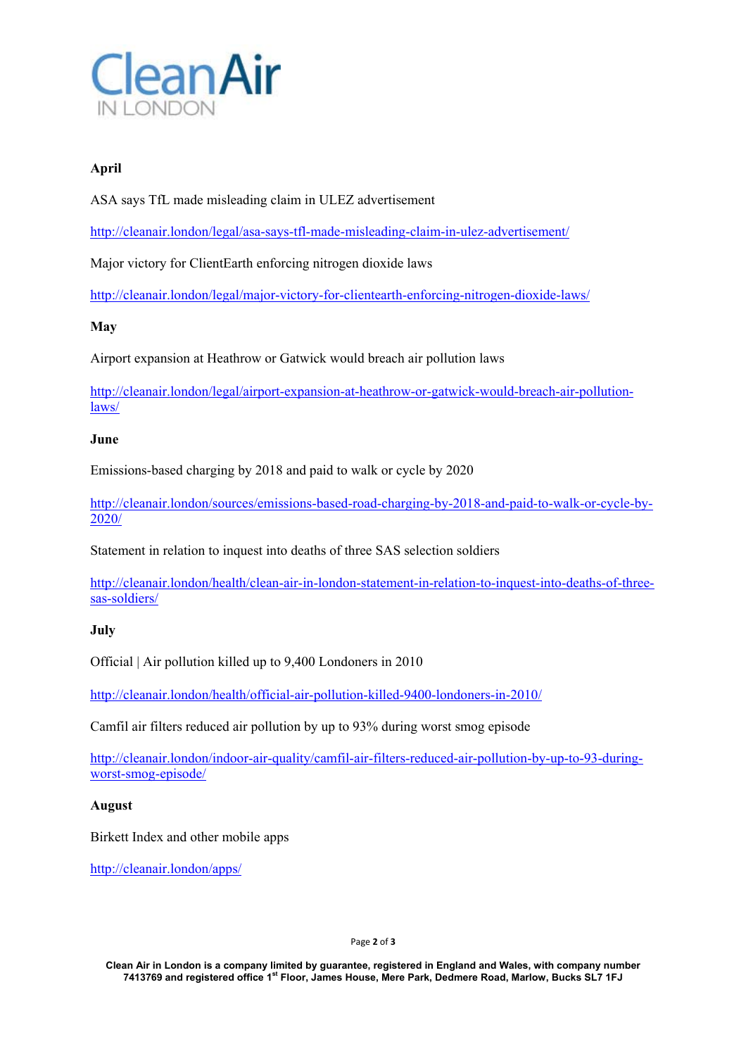### April

ASA says TfL made misleading claim in ULEZ advertisement

http://cleanair.london/legal/asa-says-tfl-made-misleading-claim-in-ulez-advertisement/

Major victory for ClientEarth enforcing nitrogen dioxide laws

http://cleanair.london/legal/major-victory-for-clientearth-enforcing-nitrogen-dioxide-laws/

### May

Airport expansion at Heathrow or Gatwick would breach air pollution laws

http://cleanair.london/legal/airport-expansion-at-heathrow-or-gatwick-would-breach-air-pollution-laws/

### June

Emissions-based charging by 2018 and paid to walk or cycle by 2020

http://cleanair.london/sources/emissions-based-road-charging-by-2018-and-paid-to-walk-or-cycle-by-2020/

Statement in relation to inquest into deaths of three SAS selection soldiers

http://cleanair.london/health/clean-air-in-london-statement-in-relation-to-inquest-into-deaths-of-three-sas-soldiers/

### July

Official | Air pollution killed up to 9,400 Londoners in 2010

http://cleanair.london/health/official-air-pollution-killed-9400-londoners-in-2010/

Camfil air filters reduced air pollution by up to 93% during worst smog episode

http://cleanair.london/indoor-air-quality/camfil-air-filters-reduced-air-pollution-by-up-to-93-during-worst-smog-episode/

### August

Birkett Index and other mobile apps

http://cleanair.london/apps/

**Clean Air in London is a company limited by guarantee, registered in England and Wales, with company number 7413769 and registered office 1st Floor, James House, Mere Park, Dedmere Road, Marlow, Bucks SL7 1FJ**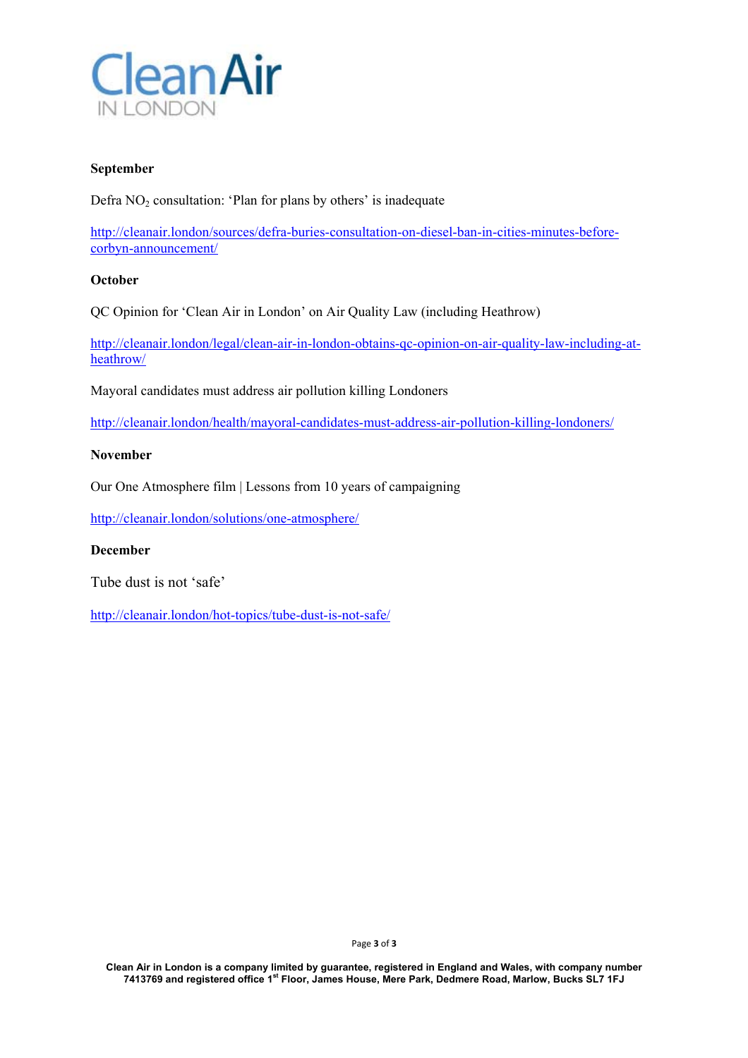**September**

Defra $NO_2$ consultation: 'Plan for plans by others' is inadequate

http://cleanair.london/sources/defra-buries-consultation-on-diesel-ban-in-cities-minutes-before-corbyn-announcement/

**October**

QC Opinion for 'Clean Air in London' on Air Quality Law (including Heathrow)

http://cleanair.london/legal/clean-air-in-london-obtains-qc-opinion-on-air-quality-law-including-at-heathrow/

Mayoral candidates must address air pollution killing Londoners

http://cleanair.london/health/mayoral-candidates-must-address-air-pollution-killing-londoners/

**November**

Our One Atmosphere film | Lessons from 10 years of campaigning

http://cleanair.london/solutions/one-atmosphere/

**December**

Tube dust is not 'safe'

http://cleanair.london/hot-topics/tube-dust-is-not-safe/

**Clean Air in London is a company limited by guarantee, registered in England and Wales, with company number 7413769 and registered office 1st Floor, James House, Mere Park, Dedmere Road, Marlow, Bucks SL7 1FJ**